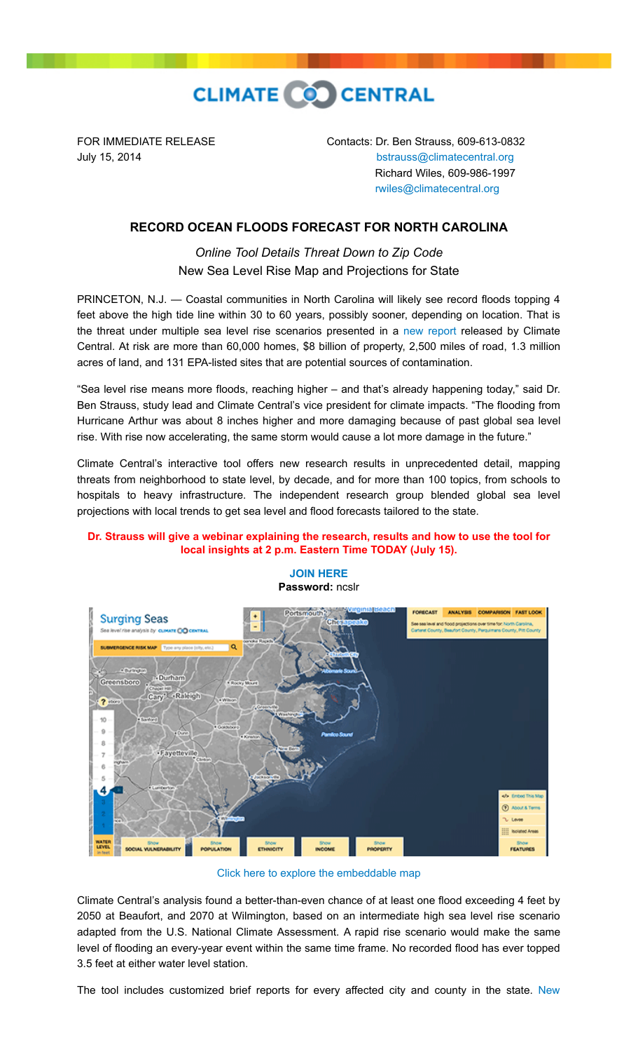CLIMATE CENTRAL

FOR IMMEDIATE RELEASE
July 15, 2014

Contacts: Dr. Ben Strauss, 609-613-0832
bstrauss@climatecentral.org
Richard Wiles, 609-986-1997
rwiles@climatecentral.org

# RECORD OCEAN FLOODS FORECAST FOR NORTH CAROLINA

*Online Tool Details Threat Down to Zip Code*

New Sea Level Rise Map and Projections for State

PRINCETON, N.J. — Coastal communities in North Carolina will likely see record floods topping 4 feet above the high tide line within 30 to 60 years, possibly sooner, depending on location. That is the threat under multiple sea level rise scenarios presented in a new report released by Climate Central. At risk are more than 60,000 homes, $8 billion of property, 2,500 miles of road, 1.3 million acres of land, and 131 EPA-listed sites that are potential sources of contamination.

"Sea level rise means more floods, reaching higher – and that's already happening today," said Dr. Ben Strauss, study lead and Climate Central's vice president for climate impacts. "The flooding from Hurricane Arthur was about 8 inches higher and more damaging because of past global sea level rise. With rise now accelerating, the same storm would cause a lot more damage in the future."

Climate Central's interactive tool offers new research results in unprecedented detail, mapping threats from neighborhood to state level, by decade, and for more than 100 topics, from schools to hospitals to heavy infrastructure. The independent research group blended global sea level projections with local trends to get sea level and flood forecasts tailored to the state.

**Dr. Strauss will give a webinar explaining the research, results and how to use the tool for local insights at 2 p.m. Eastern Time TODAY (July 15).**

**JOIN HERE**
**Password:** ncslr

Click here to explore the embeddable map

Climate Central's analysis found a better-than-even chance of at least one flood exceeding 4 feet by 2050 at Beaufort, and 2070 at Wilmington, based on an intermediate high sea level rise scenario adapted from the U.S. National Climate Assessment. A rapid rise scenario would make the same level of flooding an every-year event within the same time frame. No recorded flood has ever topped 3.5 feet at either water level station.

The tool includes customized brief reports for every affected city and county in the state. New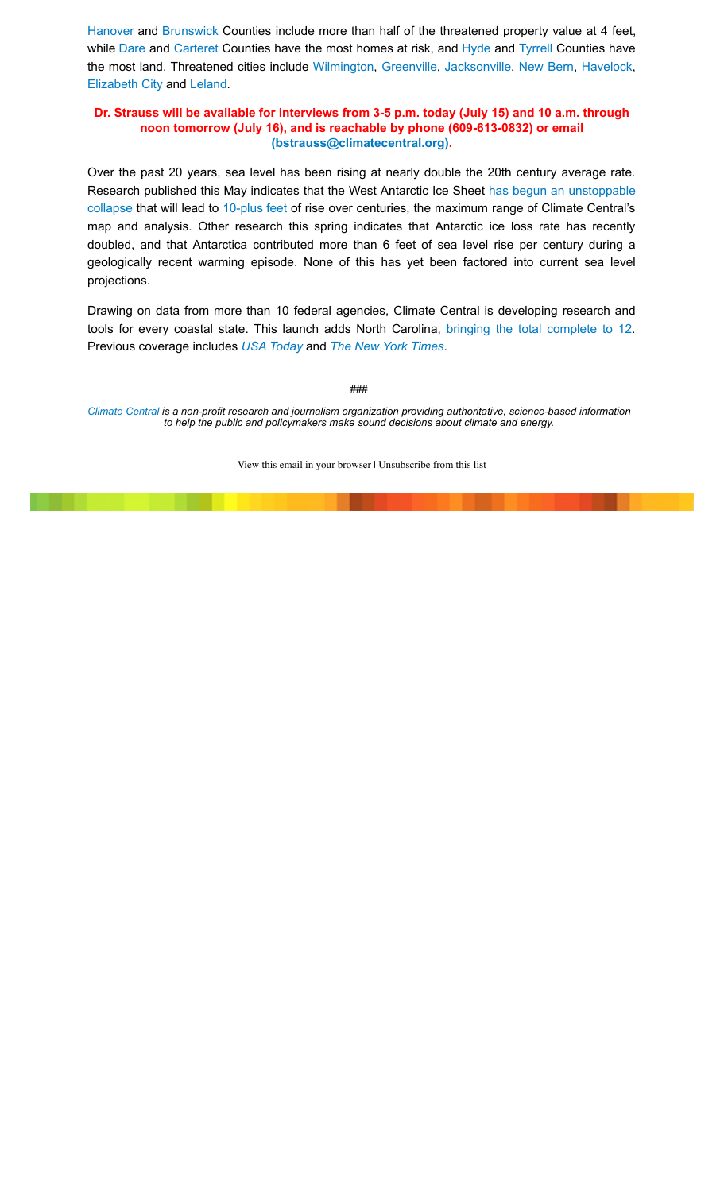Hanover and Brunswick Counties include more than half of the threatened property value at 4 feet, while Dare and Carteret Counties have the most homes at risk, and Hyde and Tyrrell Counties have the most land. Threatened cities include Wilmington, Greenville, Jacksonville, New Bern, Havelock, Elizabeth City and Leland.

**Dr. Strauss will be available for interviews from 3-5 p.m. today (July 15) and 10 a.m. through noon tomorrow (July 16), and is reachable by phone (609-613-0832) or email (bstrauss@climatecentral.org).**

Over the past 20 years, sea level has been rising at nearly double the 20th century average rate. Research published this May indicates that the West Antarctic Ice Sheet has begun an unstoppable collapse that will lead to 10-plus feet of rise over centuries, the maximum range of Climate Central's map and analysis. Other research this spring indicates that Antarctic ice loss rate has recently doubled, and that Antarctica contributed more than 6 feet of sea level rise per century during a geologically recent warming episode. None of this has yet been factored into current sea level projections.

Drawing on data from more than 10 federal agencies, Climate Central is developing research and tools for every coastal state. This launch adds North Carolina, bringing the total complete to 12. Previous coverage includes *USA Today* and *The New York Times*.

###

*Climate Central is a non-profit research and journalism organization providing authoritative, science-based information to help the public and policymakers make sound decisions about climate and energy.*

View this email in your browser | Unsubscribe from this list